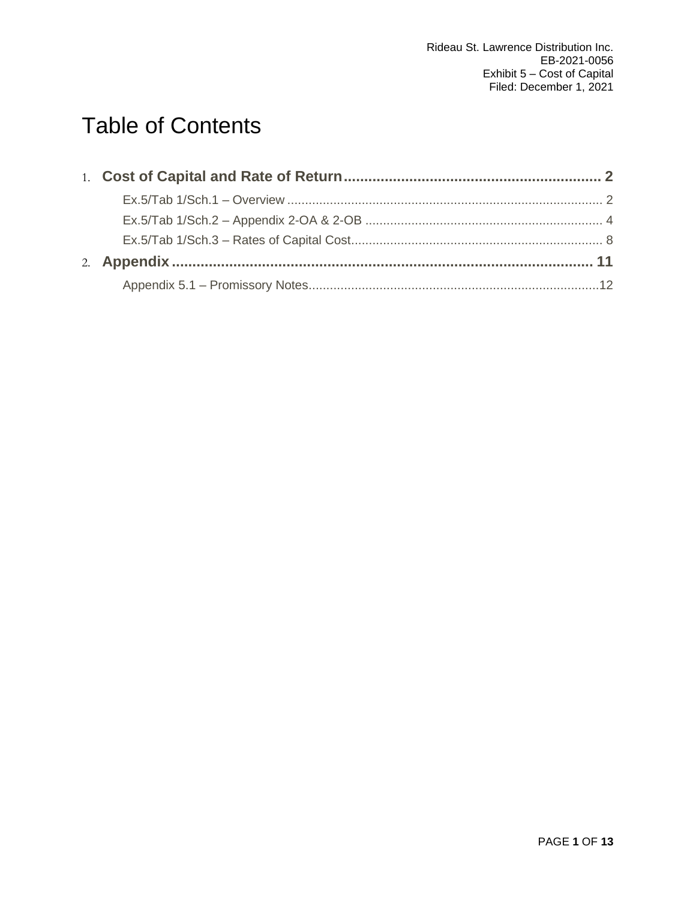# Table of Contents

1. **Cost of Capital and Rate of Return** ..................................................... **2**
   - Ex.5/Tab 1/Sch.1 – Overview ..................................................... 2
   - Ex.5/Tab 1/Sch.2 – Appendix 2-OA & 2-OB ..................................................... 4
   - Ex.5/Tab 1/Sch.3 – Rates of Capital Cost ..................................................... 8
2. **Appendix** ..................................................... **11**
   - Appendix 5.1 – Promissory Notes ..................................................... 12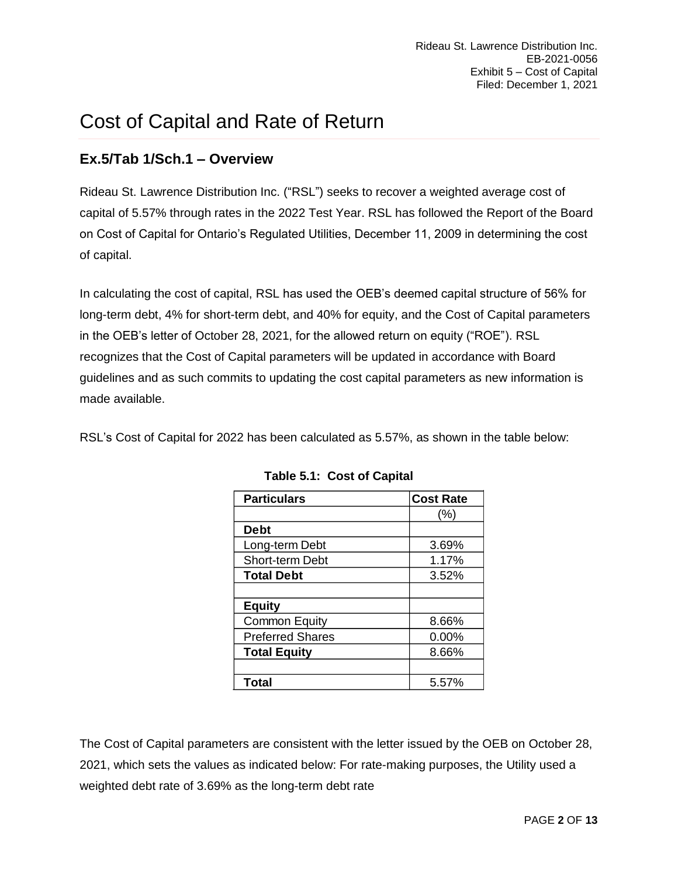# Cost of Capital and Rate of Return

## Ex.5/Tab 1/Sch.1 – Overview

Rideau St. Lawrence Distribution Inc. ("RSL") seeks to recover a weighted average cost of capital of 5.57% through rates in the 2022 Test Year. RSL has followed the Report of the Board on Cost of Capital for Ontario's Regulated Utilities, December 11, 2009 in determining the cost of capital.

In calculating the cost of capital, RSL has used the OEB's deemed capital structure of 56% for long-term debt, 4% for short-term debt, and 40% for equity, and the Cost of Capital parameters in the OEB's letter of October 28, 2021, for the allowed return on equity ("ROE"). RSL recognizes that the Cost of Capital parameters will be updated in accordance with Board guidelines and as such commits to updating the cost capital parameters as new information is made available.

RSL's Cost of Capital for 2022 has been calculated as 5.57%, as shown in the table below:

**Table 5.1: Cost of Capital**

| Particulars | Cost Rate |
|---|---|
| | (%) |
| **Debt** | |
| Long-term Debt | 3.69% |
| Short-term Debt | 1.17% |
| **Total Debt** | 3.52% |
| | |
| **Equity** | |
| Common Equity | 8.66% |
| Preferred Shares | 0.00% |
| **Total Equity** | 8.66% |
| | |
| **Total** | 5.57% |

The Cost of Capital parameters are consistent with the letter issued by the OEB on October 28, 2021, which sets the values as indicated below: For rate-making purposes, the Utility used a weighted debt rate of 3.69% as the long-term debt rate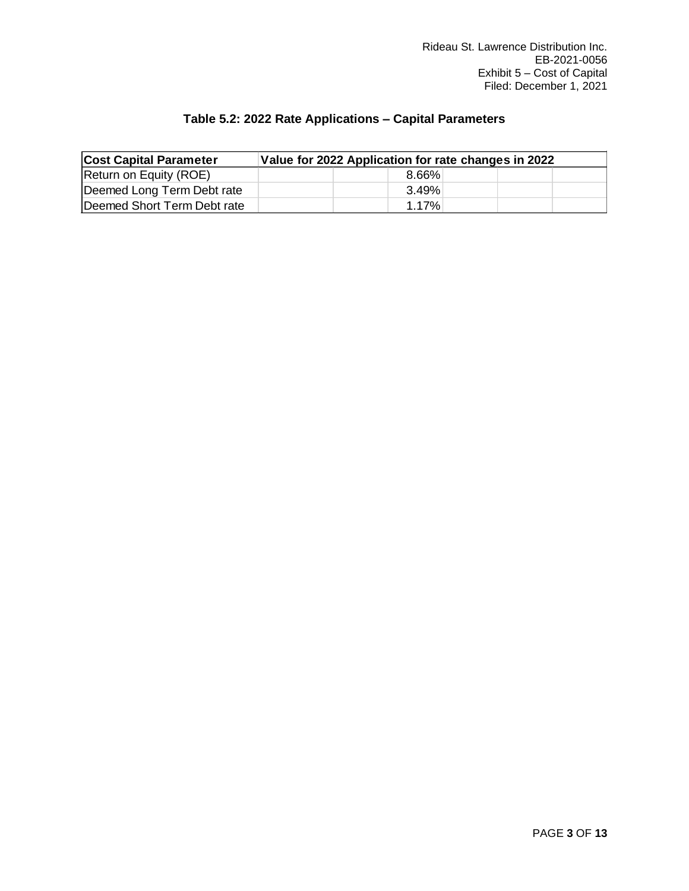**Table 5.2: 2022 Rate Applications – Capital Parameters**

| Cost Capital Parameter | Value for 2022 Application for rate changes in 2022 |
|---|---|
| Return on Equity (ROE) | 8.66% |
| Deemed Long Term Debt rate | 3.49% |
| Deemed Short Term Debt rate | 1.17% |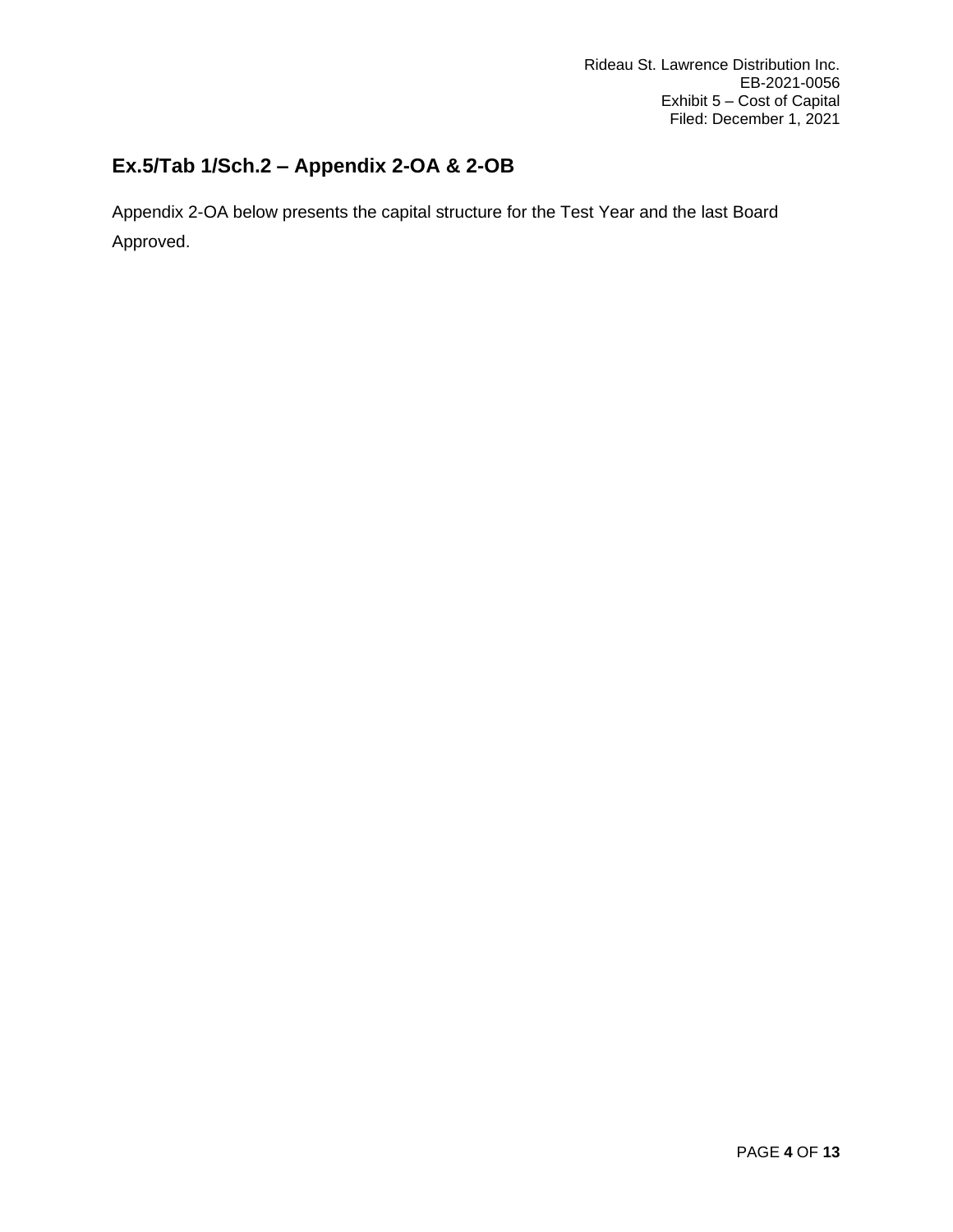## Ex.5/Tab 1/Sch.2 – Appendix 2-OA & 2-OB

Appendix 2-OA below presents the capital structure for the Test Year and the last Board Approved.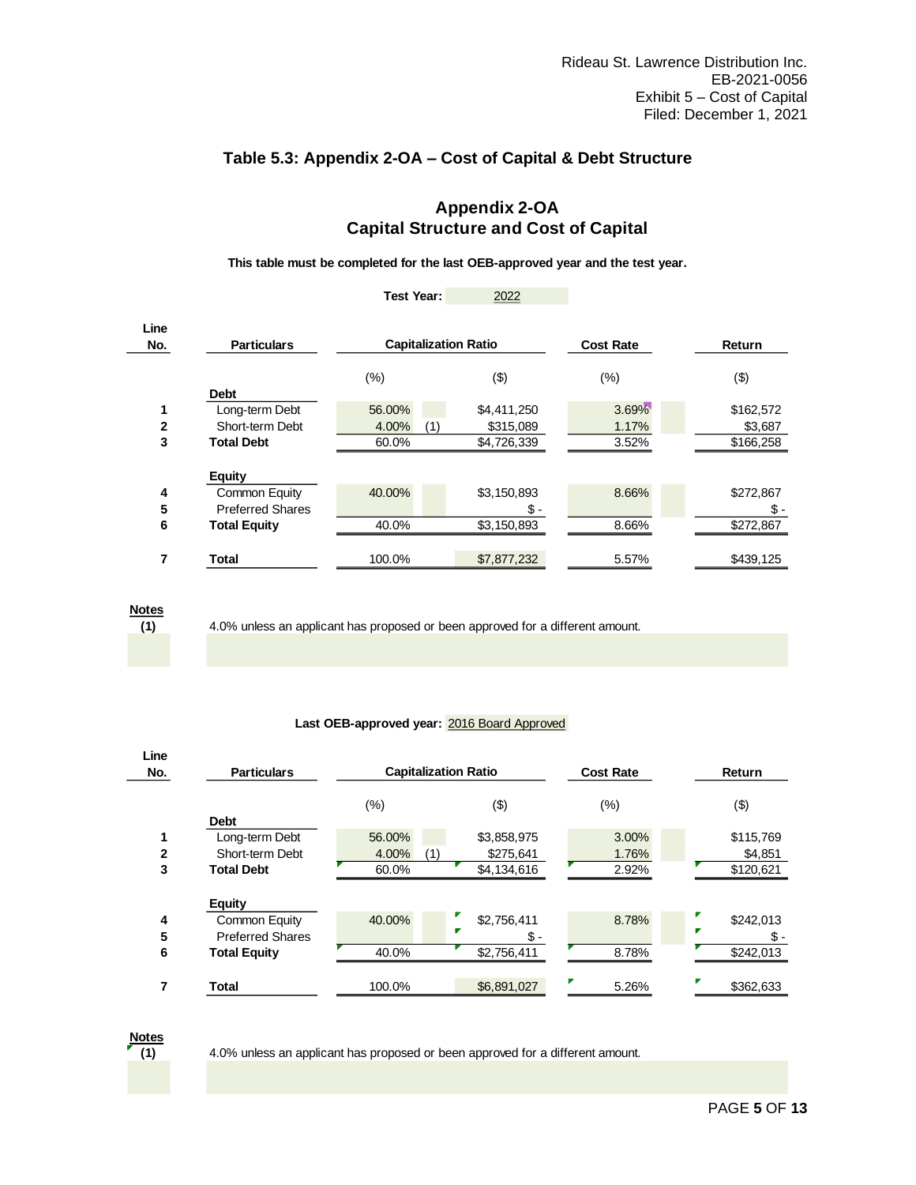## Table 5.3: Appendix 2-OA – Cost of Capital & Debt Structure

### Appendix 2-OA
### Capital Structure and Cost of Capital

**This table must be completed for the last OEB-approved year and the test year.**

**Test Year:** 2022

| Line No. | Particulars | Capitalization Ratio | | | Cost Rate | Return |
|---|---|---|---|---|---|---|
| | | (%) | | ($) | (%) | ($) |
| | **Debt** | | | | | |
| 1 | Long-term Debt | 56.00% | | $4,411,250 | 3.69% | $162,572 |
| 2 | Short-term Debt | 4.00% | (1) | $315,089 | 1.17% | $3,687 |
| 3 | **Total Debt** | 60.0% | | $4,726,339 | 3.52% | $166,258 |
| | **Equity** | | | | | |
| 4 | Common Equity | 40.00% | | $3,150,893 | 8.66% | $272,867 |
| 5 | Preferred Shares | | | $ - | | $ - |
| 6 | **Total Equity** | 40.0% | | $3,150,893 | 8.66% | $272,867 |
| 7 | **Total** | 100.0% | | $7,877,232 | 5.57% | $439,125 |

**Notes**

**(1)** 4.0% unless an applicant has proposed or been approved for a different amount.

**Last OEB-approved year:** 2016 Board Approved

| Line No. | Particulars | Capitalization Ratio | | | Cost Rate | Return |
|---|---|---|---|---|---|---|
| | | (%) | | ($) | (%) | ($) |
| | **Debt** | | | | | |
| 1 | Long-term Debt | 56.00% | | $3,858,975 | 3.00% | $115,769 |
| 2 | Short-term Debt | 4.00% | (1) | $275,641 | 1.76% | $4,851 |
| 3 | **Total Debt** | 60.0% | | $4,134,616 | 2.92% | $120,621 |
| | **Equity** | | | | | |
| 4 | Common Equity | 40.00% | | $2,756,411 | 8.78% | $242,013 |
| 5 | Preferred Shares | | | $ - | | $ - |
| 6 | **Total Equity** | 40.0% | | $2,756,411 | 8.78% | $242,013 |
| 7 | **Total** | 100.0% | | $6,891,027 | 5.26% | $362,633 |

**Notes**

**(1)** 4.0% unless an applicant has proposed or been approved for a different amount.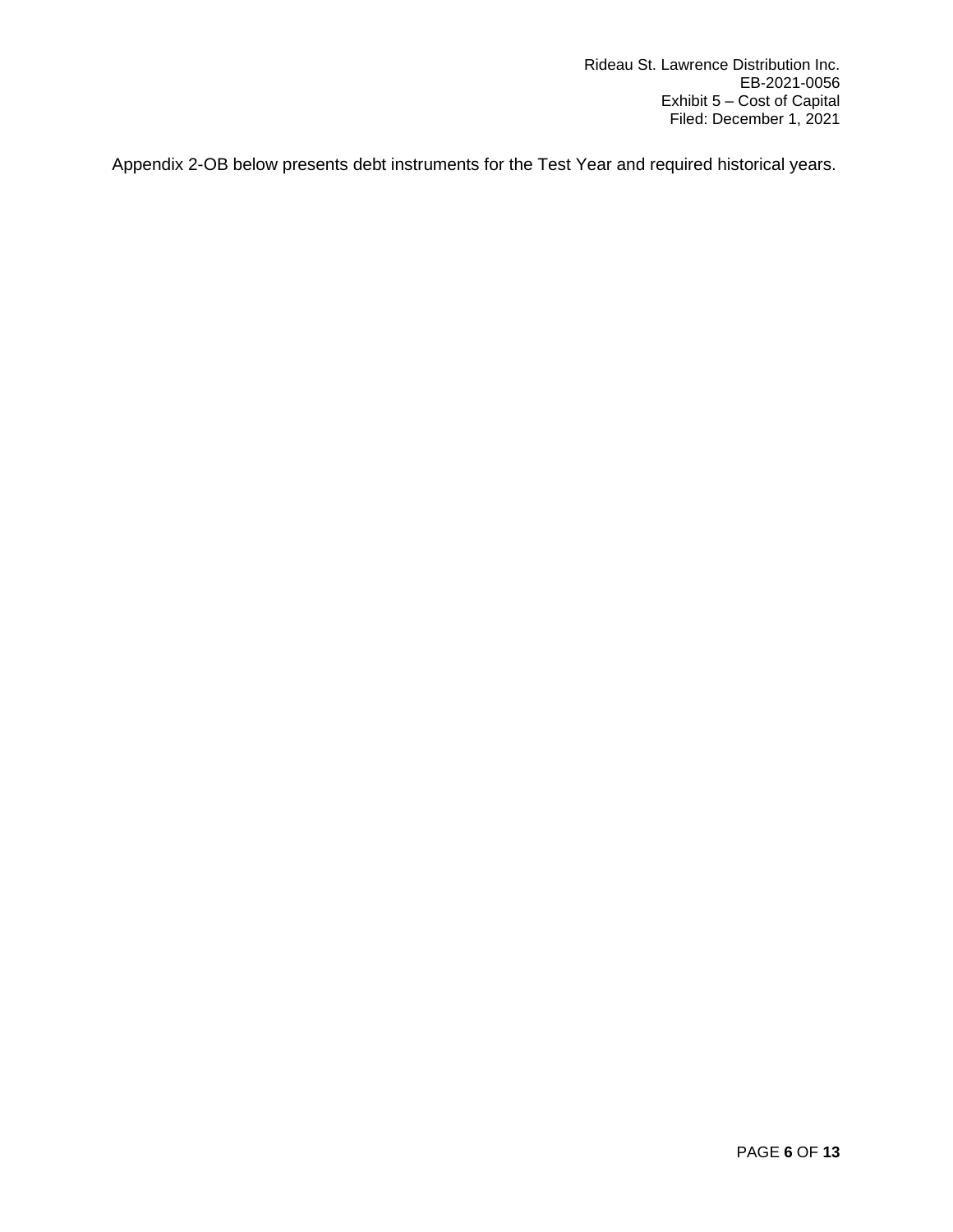Appendix 2-OB below presents debt instruments for the Test Year and required historical years.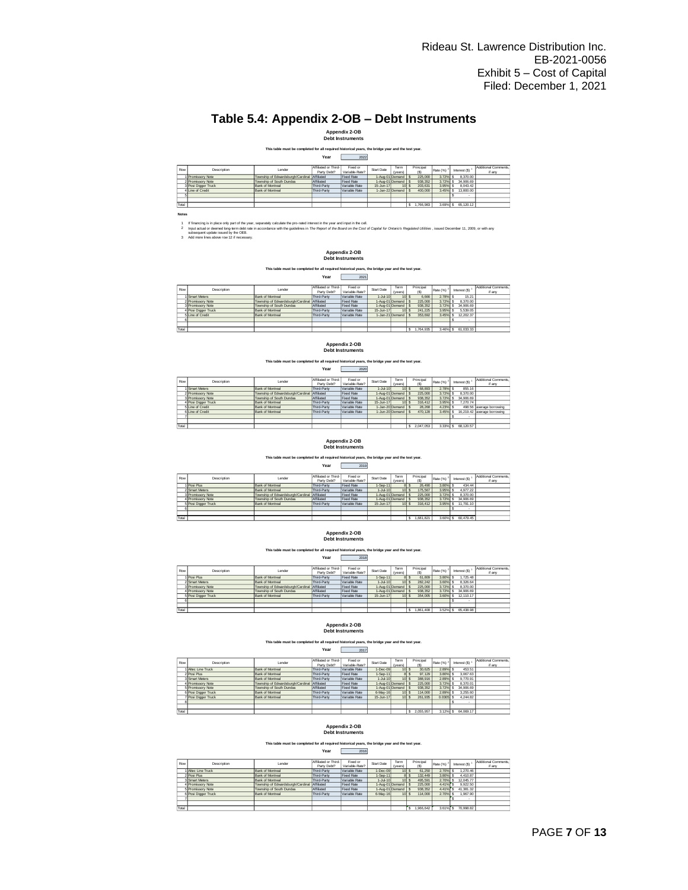# Table 5.4: Appendix 2-OB – Debt Instruments

### Appendix 2-OB
### Debt Instruments

**This table must be completed for all required historical years, the bridge year and the test year.**

**Year** 2022

| Row | Description | Lender | Affiliated or Third-Party Debt? | Fixed or Variable-Rate? | Start Date | Term (years) | Principal ($) | Rate (%) [2] | Interest ($) [1] | Additional Comments, if any |
|---|---|---|---|---|---|---|---|---|---|---|
| 1 | Promissory Note | Township of Edwardsburgh/Cardinal | Affiliated | Fixed Rate | 1-Aug-01 | Demand | $ 225,000 | 3.72% | $ 8,370.00 | |
| 2 | Promissory Note | Township of South Dundas | Affiliated | Fixed Rate | 1-Aug-01 | Demand | $ 938,352 | 3.72% | $ 34,906.69 | |
| 3 | Posi Digger Truck | Bank of Montreal | Third-Party | Variable Rate | 15-Jun-17 | 10 | $ 203,631 | 3.95% | $ 8,043.42 | |
| 4 | Line of Credit | Bank of Montreal | Third-Party | Variable Rate | 1-Jan-22 | Demand | $ 400,000 | 3.45% | $ 13,800.00 | |
| 5 | | | | | | | | | $ - | |
| Total | | | | | | | $ 1,766,983 | 3.69% | $ 65,120.12 | |

**Notes**

1 If financing is in place only part of the year, separately calculate the pro-rated interest in the year and input in the cell.
2 Input actual or deemed long-term debt rate in accordance with the guidelines in *The Report of the Board on the Cost of Capital for Ontario's Regulated Utilities* , issued December 11, 2009, or with any subsequent update issued by the OEB.
3 Add more lines above row 12 if necessary.

### Appendix 2-OB
### Debt Instruments

**This table must be completed for all required historical years, the bridge year and the test year.**

**Year** 2021

| Row | Description | Lender | Affiliated or Third-Party Debt? | Fixed or Variable-Rate? | Start Date | Term (years) | Principal ($) | Rate (%) [2] | Interest ($) [1] | Additional Comments, if any |
|---|---|---|---|---|---|---|---|---|---|---|
| 1 | Smart Meters | Bank of Montreal | Third-Party | Variable Rate | 1-Jul-10 | 10 | $ 6,666 | 2.78% | $ 15.21 | |
| 2 | Promissory Note | Township of Edwardsburgh/Cardinal | Affiliated | Fixed Rate | 1-Aug-01 | Demand | $ 225,000 | 3.72% | $ 8,370.00 | |
| 3 | Promissory Note | Township of South Dundas | Affiliated | Fixed Rate | 1-Aug-01 | Demand | $ 938,352 | 3.72% | $ 34,906.69 | |
| 4 | Posi Digger Truck | Bank of Montreal | Third-Party | Variable Rate | 15-Jun-17 | 10 | $ 241,225 | 3.95% | $ 5,539.05 | |
| 5 | Line of Credit | Bank of Montreal | Third-Party | Variable Rate | 1-Jan-21 | Demand | $ 353,692 | 3.45% | $ 12,202.37 | |
| 6 | | | | | | | | | $ - | |
| Total | | | | | | | $ 1,764,935 | 3.46% | $ 61,033.33 | |

### Appendix 2-OB
### Debt Instruments

**This table must be completed for all required historical years, the bridge year and the test year.**

**Year** 2020

| Row | Description | Lender | Affiliated or Third-Party Debt? | Fixed or Variable-Rate? | Start Date | Term (years) | Principal ($) | Rate (%) [2] | Interest ($) [1] | Additional Comments, if any |
|---|---|---|---|---|---|---|---|---|---|---|
| 1 | Smart Meters | Bank of Montreal | Third-Party | Variable Rate | 1-Jul-10 | 10 | $ 68,893 | 2.78% | $ 855.16 | |
| 2 | Promissory Note | Township of Edwardsburgh/Cardinal | Affiliated | Fixed Rate | 1-Aug-01 | Demand | $ 225,000 | 3.72% | $ 8,370.00 | |
| 3 | Promissory Note | Township of South Dundas | Affiliated | Fixed Rate | 1-Aug-01 | Demand | $ 938,352 | 3.72% | $ 34,906.69 | |
| 4 | Posi Digger Truck | Bank of Montreal | Third-Party | Variable Rate | 15-Jun-17 | 10 | $ 316,412 | 3.95% | $ 7,270.74 | |
| 5 | Line of Credit | Bank of Montreal | Third-Party | Variable Rate | 1-Jan-20 | Demand | $ 28,268 | 4.23% | $ 498.56 | average borrowing |
| 6 | Line of Credit | Bank of Montreal | Third-Party | Variable Rate | 1-Jun-20 | Demand | $ 470,128 | 3.45% | $ 16,219.42 | average borrowing |
| 7 | | | | | | | | | $ - | |
| Total | | | | | | | $ 2,047,053 | 3.33% | $ 68,120.57 | |

### Appendix 2-OB
### Debt Instruments

**This table must be completed for all required historical years, the bridge year and the test year.**

**Year** 2019

| Row | Description | Lender | Affiliated or Third-Party Debt? | Fixed or Variable-Rate? | Start Date | Term (years) | Principal ($) | Rate (%) [2] | Interest ($) [1] | Additional Comments, if any |
|---|---|---|---|---|---|---|---|---|---|---|
| 1 | Posi Plus | Bank of Montreal | Third-Party | Fixed Rate | 1-Sep-11 | 8 | $ 26,490 | 3.80% | $ 434.44 | |
| 2 | Smart Meters | Bank of Montreal | Third-Party | Variable Rate | 1-Jul-10 | 10 | $ 175,567 | 3.95% | $ 4,977.22 | |
| 3 | Promissory Note | Township of Edwardsburgh/Cardinal | Affiliated | Fixed Rate | 1-Aug-01 | Demand | $ 225,000 | 3.72% | $ 8,370.00 | |
| 4 | Promissory Note | Township of South Dundas | Affiliated | Fixed Rate | 1-Aug-01 | Demand | $ 938,352 | 3.72% | $ 34,906.69 | |
| 5 | Posi Digger Truck | Bank of Montreal | Third-Party | Variable Rate | 15-Jun-17 | 10 | $ 316,412 | 3.95% | $ 11,791.10 | |
| 6 | | | | | | | | | $ - | |
| Total | | | | | | | $ 1,681,821 | 3.60% | $ 60,479.45 | |

### Appendix 2-OB
### Debt Instruments

**This table must be completed for all required historical years, the bridge year and the test year.**

**Year** 2018

| Row | Description | Lender | Affiliated or Third-Party Debt? | Fixed or Variable-Rate? | Start Date | Term (years) | Principal ($) | Rate (%) [2] | Interest ($) [1] | Additional Comments, if any |
|---|---|---|---|---|---|---|---|---|---|---|
| 1 | Posi Plus | Bank of Montreal | Third-Party | Fixed Rate | 1-Sep-11 | 8 | $ 61,809 | 3.80% | $ 1,725.48 | |
| 2 | Smart Meters | Bank of Montreal | Third-Party | Variable Rate | 1-Jul-10 | 10 | $ 282,242 | 3.60% | $ 8,326.64 | |
| 3 | Promissory Note | Township of Edwardsburgh/Cardinal | Affiliated | Fixed Rate | 1-Aug-01 | Demand | $ 225,000 | 3.72% | $ 8,370.00 | |
| 4 | Promissory Note | Township of South Dundas | Affiliated | Fixed Rate | 1-Aug-01 | Demand | $ 938,352 | 3.72% | $ 34,906.69 | |
| 5 | Posi Digger Truck | Bank of Montreal | Third-Party | Variable Rate | 15-Jun-17 | 10 | $ 354,005 | 3.60% | $ 12,110.17 | |
| 6 | | | | | | | | | $ - | |
| Total | | | | | | | $ 1,861,408 | 3.52% | $ 65,438.98 | |

### Appendix 2-OB
### Debt Instruments

**This table must be completed for all required historical years, the bridge year and the test year.**

**Year** 2017

| Row | Description | Lender | Affiliated or Third-Party Debt? | Fixed or Variable-Rate? | Start Date | Term (years) | Principal ($) | Rate (%) [2] | Interest ($) [1] | Additional Comments, if any |
|---|---|---|---|---|---|---|---|---|---|---|
| 1 | Altec Line Truck | Bank of Montreal | Third-Party | Variable Rate | 1-Dec-09 | 10 | $ 30,625 | 2.89% | $ 453.51 | |
| 2 | Posi Plus | Bank of Montreal | Third-Party | Fixed Rate | 1-Sep-11 | 8 | $ 97,129 | 3.80% | $ 3,067.63 | |
| 3 | Smart Meters | Bank of Montreal | Third-Party | Variable Rate | 1-Jul-10 | 10 | $ 388,916 | 2.89% | $ 9,770.91 | |
| 4 | Promissory Note | Township of Edwardsburgh/Cardinal | Affiliated | Fixed Rate | 1-Aug-01 | Demand | $ 225,000 | 3.72% | $ 8,370.01 | |
| 5 | Promissory Note | Township of South Dundas | Affiliated | Fixed Rate | 1-Aug-01 | Demand | $ 938,352 | 3.72% | $ 34,906.69 | |
| 6 | Posi Digger Truck | Bank of Montreal | Third-Party | Variable Rate | 6-May-16 | 10 | $ 114,000 | 2.89% | $ 3,255.60 | |
| 7 | Posi Digger Truck | Bank of Montreal | Third-Party | Variable Rate | 15-Jun-17 | 10 | $ 261,935 | 0.0305 | $ 4,244.82 | |
| 8 | | | | | | | | | $ - | |
| Total | | | | | | | $ 2,055,957 | 3.12% | $ 64,069.17 | |

### Appendix 2-OB
### Debt Instruments

**This table must be completed for all required historical years, the bridge year and the test year.**

**Year** 2016

| Row | Description | Lender | Affiliated or Third-Party Debt? | Fixed or Variable-Rate? | Start Date | Term (years) | Principal ($) | Rate (%) [2] | Interest ($) [1] | Additional Comments, if any |
|---|---|---|---|---|---|---|---|---|---|---|
| 1 | Altec Line Truck | Bank of Montreal | Third-Party | Variable Rate | 1-Dec-09 | 10 | $ 61,250 | 2.70% | $ 1,270.46 | |
| 2 | Posi Plus | Bank of Montreal | Third-Party | Fixed Rate | 1-Sep-11 | 8 | $ 132,449 | 3.80% | $ 4,410.87 | |
| 3 | Smart Meters | Bank of Montreal | Third-Party | Variable Rate | 1-Jul-10 | 10 | $ 495,591 | 2.70% | $ 12,045.77 | |
| 4 | Promissory Note | Township of Edwardsburgh/Cardinal | Affiliated | Fixed Rate | 1-Aug-01 | Demand | $ 225,000 | 4.41% | $ 9,922.50 | |
| 5 | Promissory Note | Township of South Dundas | Affiliated | Fixed Rate | 1-Aug-01 | Demand | $ 938,352 | 4.41% | $ 41,381.32 | |
| 6 | Posi Digger Truck | Bank of Montreal | Third-Party | Variable Rate | 6-May-16 | 10 | $ 114,000 | 2.70% | $ 1,967.90 | |
| 7 | | | | | | | | | $ - | |
| Total | | | | | | | $ 1,966,642 | 3.61% | $ 70,998.82 | |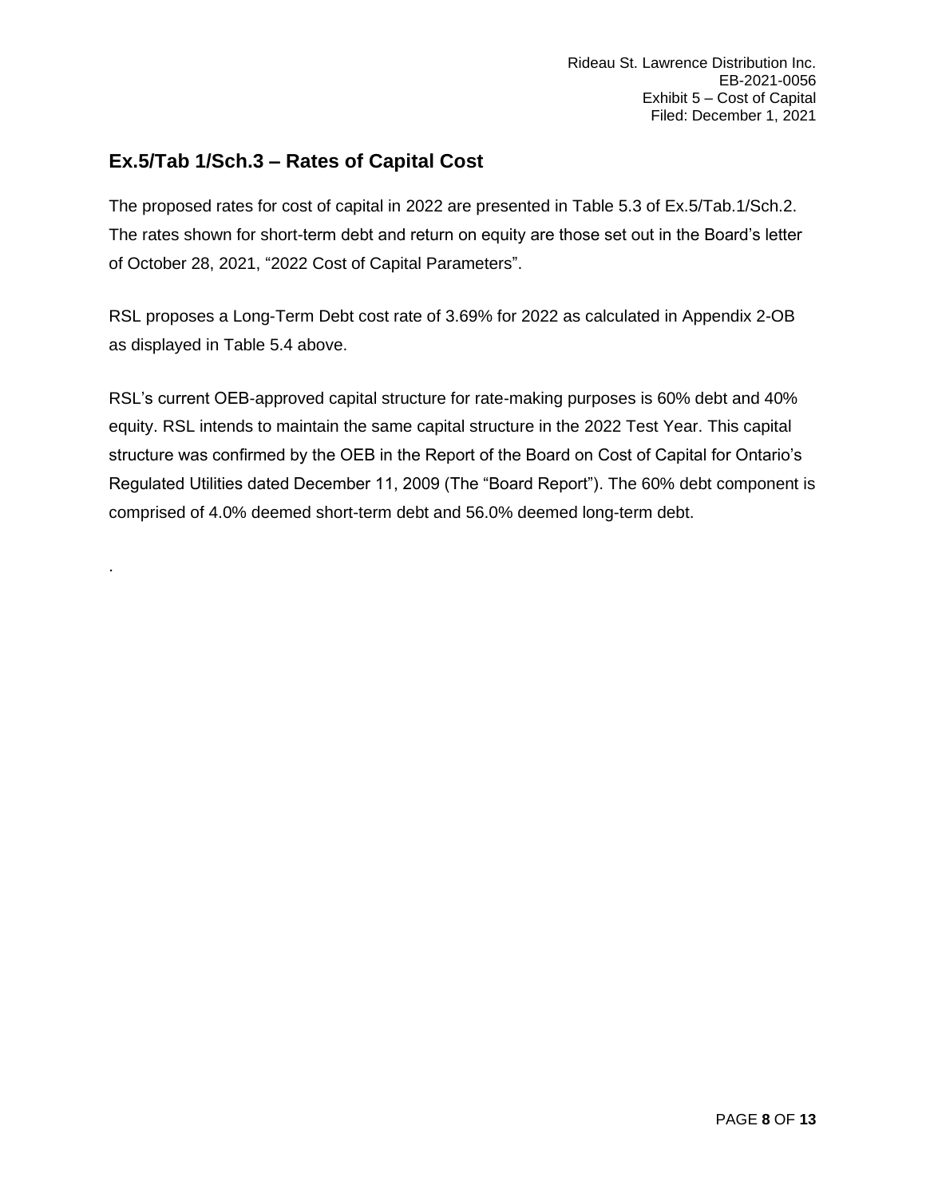## Ex.5/Tab 1/Sch.3 – Rates of Capital Cost

The proposed rates for cost of capital in 2022 are presented in Table 5.3 of Ex.5/Tab.1/Sch.2. The rates shown for short-term debt and return on equity are those set out in the Board's letter of October 28, 2021, "2022 Cost of Capital Parameters".

RSL proposes a Long-Term Debt cost rate of 3.69% for 2022 as calculated in Appendix 2-OB as displayed in Table 5.4 above.

RSL's current OEB-approved capital structure for rate-making purposes is 60% debt and 40% equity. RSL intends to maintain the same capital structure in the 2022 Test Year. This capital structure was confirmed by the OEB in the Report of the Board on Cost of Capital for Ontario's Regulated Utilities dated December 11, 2009 (The "Board Report"). The 60% debt component is comprised of 4.0% deemed short-term debt and 56.0% deemed long-term debt.

.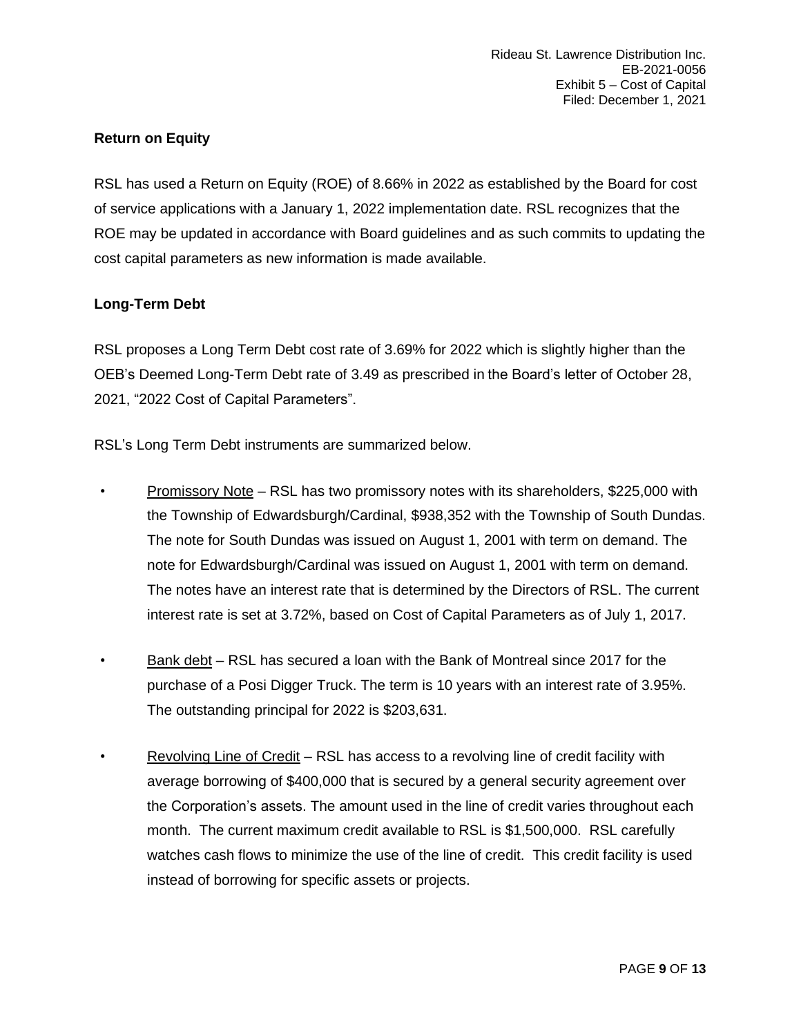## Return on Equity

RSL has used a Return on Equity (ROE) of 8.66% in 2022 as established by the Board for cost of service applications with a January 1, 2022 implementation date. RSL recognizes that the ROE may be updated in accordance with Board guidelines and as such commits to updating the cost capital parameters as new information is made available.

## Long-Term Debt

RSL proposes a Long Term Debt cost rate of 3.69% for 2022 which is slightly higher than the OEB's Deemed Long-Term Debt rate of 3.49 as prescribed in the Board's letter of October 28, 2021, "2022 Cost of Capital Parameters".

RSL's Long Term Debt instruments are summarized below.

- Promissory Note – RSL has two promissory notes with its shareholders, $225,000 with the Township of Edwardsburgh/Cardinal, $938,352 with the Township of South Dundas. The note for South Dundas was issued on August 1, 2001 with term on demand. The note for Edwardsburgh/Cardinal was issued on August 1, 2001 with term on demand. The notes have an interest rate that is determined by the Directors of RSL. The current interest rate is set at 3.72%, based on Cost of Capital Parameters as of July 1, 2017.

- Bank debt – RSL has secured a loan with the Bank of Montreal since 2017 for the purchase of a Posi Digger Truck. The term is 10 years with an interest rate of 3.95%. The outstanding principal for 2022 is $203,631.

- Revolving Line of Credit – RSL has access to a revolving line of credit facility with average borrowing of $400,000 that is secured by a general security agreement over the Corporation's assets. The amount used in the line of credit varies throughout each month. The current maximum credit available to RSL is $1,500,000. RSL carefully watches cash flows to minimize the use of the line of credit. This credit facility is used instead of borrowing for specific assets or projects.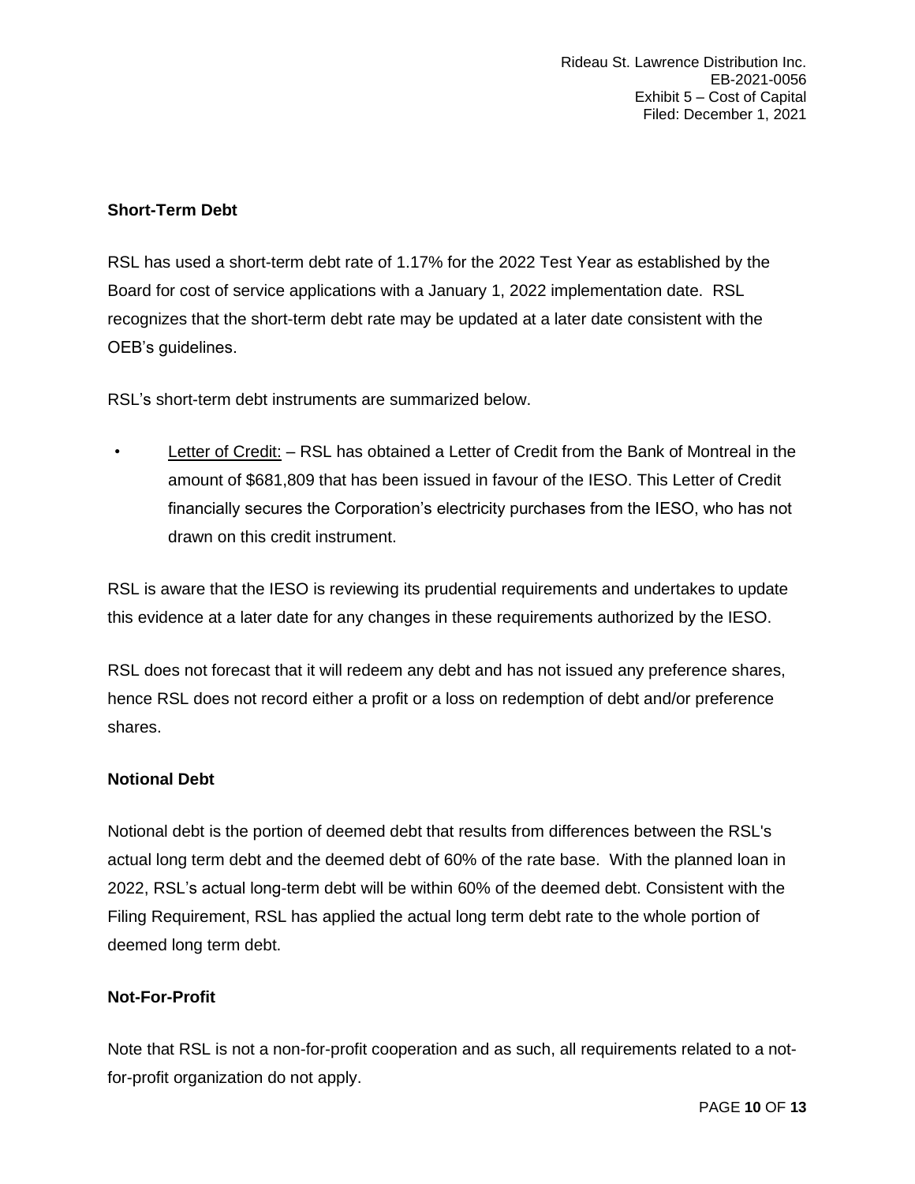## Short-Term Debt

RSL has used a short-term debt rate of 1.17% for the 2022 Test Year as established by the Board for cost of service applications with a January 1, 2022 implementation date. RSL recognizes that the short-term debt rate may be updated at a later date consistent with the OEB's guidelines.

RSL's short-term debt instruments are summarized below.

- Letter of Credit: – RSL has obtained a Letter of Credit from the Bank of Montreal in the amount of $681,809 that has been issued in favour of the IESO. This Letter of Credit financially secures the Corporation's electricity purchases from the IESO, who has not drawn on this credit instrument.

RSL is aware that the IESO is reviewing its prudential requirements and undertakes to update this evidence at a later date for any changes in these requirements authorized by the IESO.

RSL does not forecast that it will redeem any debt and has not issued any preference shares, hence RSL does not record either a profit or a loss on redemption of debt and/or preference shares.

## Notional Debt

Notional debt is the portion of deemed debt that results from differences between the RSL's actual long term debt and the deemed debt of 60% of the rate base. With the planned loan in 2022, RSL's actual long-term debt will be within 60% of the deemed debt. Consistent with the Filing Requirement, RSL has applied the actual long term debt rate to the whole portion of deemed long term debt.

## Not-For-Profit

Note that RSL is not a non-for-profit cooperation and as such, all requirements related to a not-for-profit organization do not apply.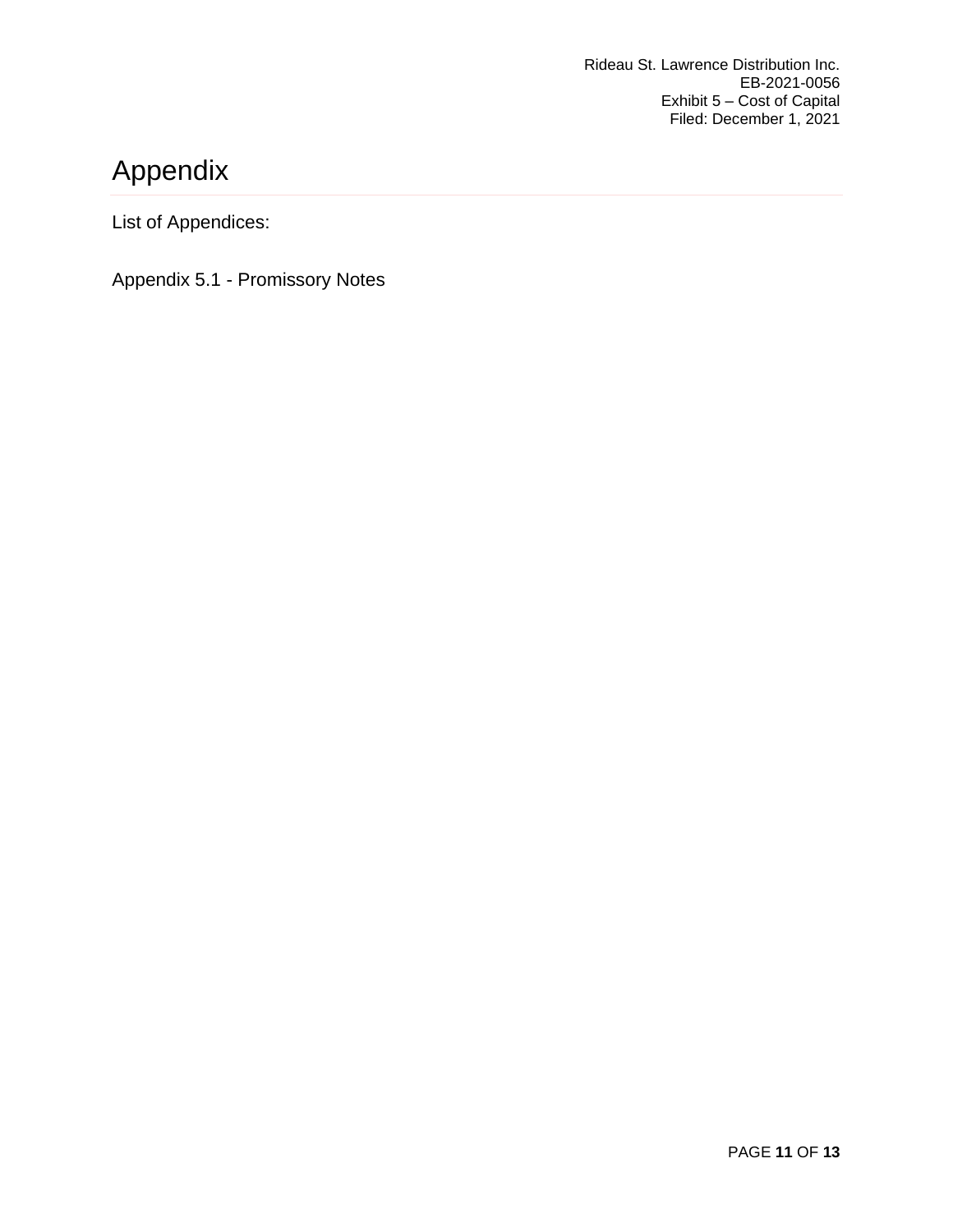# Appendix

List of Appendices:

Appendix 5.1 - Promissory Notes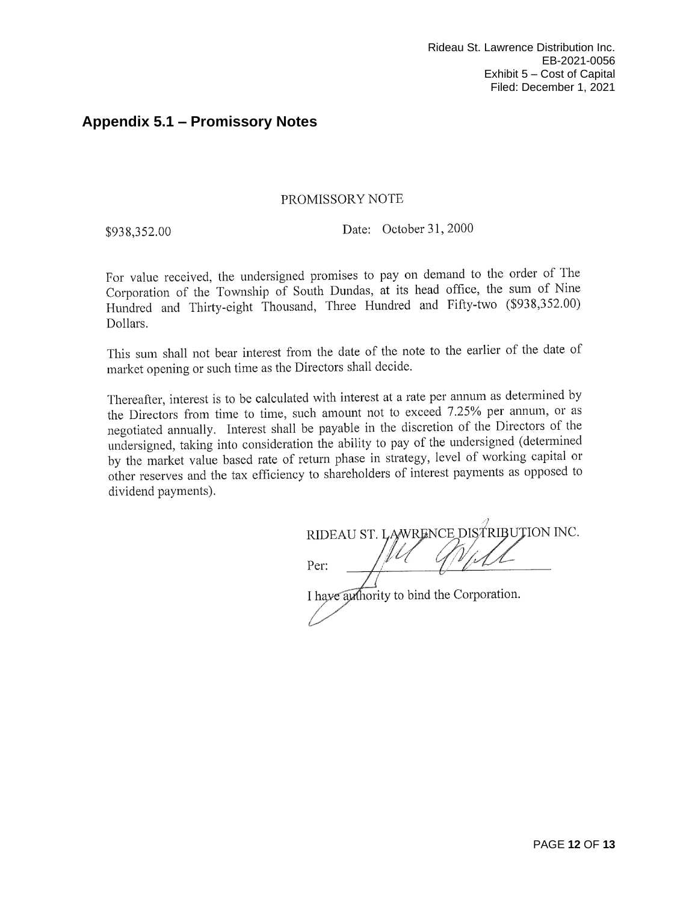## Appendix 5.1 – Promissory Notes

PROMISSORY NOTE

$938,352.00 Date: October 31, 2000

For value received, the undersigned promises to pay on demand to the order of The Corporation of the Township of South Dundas, at its head office, the sum of Nine Hundred and Thirty-eight Thousand, Three Hundred and Fifty-two ($938,352.00) Dollars.

This sum shall not bear interest from the date of the note to the earlier of the date of market opening or such time as the Directors shall decide.

Thereafter, interest is to be calculated with interest at a rate per annum as determined by the Directors from time to time, such amount not to exceed 7.25% per annum, or as negotiated annually. Interest shall be payable in the discretion of the Directors of the undersigned, taking into consideration the ability to pay of the undersigned (determined by the market value based rate of return phase in strategy, level of working capital or other reserves and the tax efficiency to shareholders of interest payments as opposed to dividend payments).

RIDEAU ST. LAWRENCE DISTRIBUTION INC.

Per: \_\_\_\_\_\_\_\_\_\_\_\_\_\_\_\_\_\_\_\_

I have authority to bind the Corporation.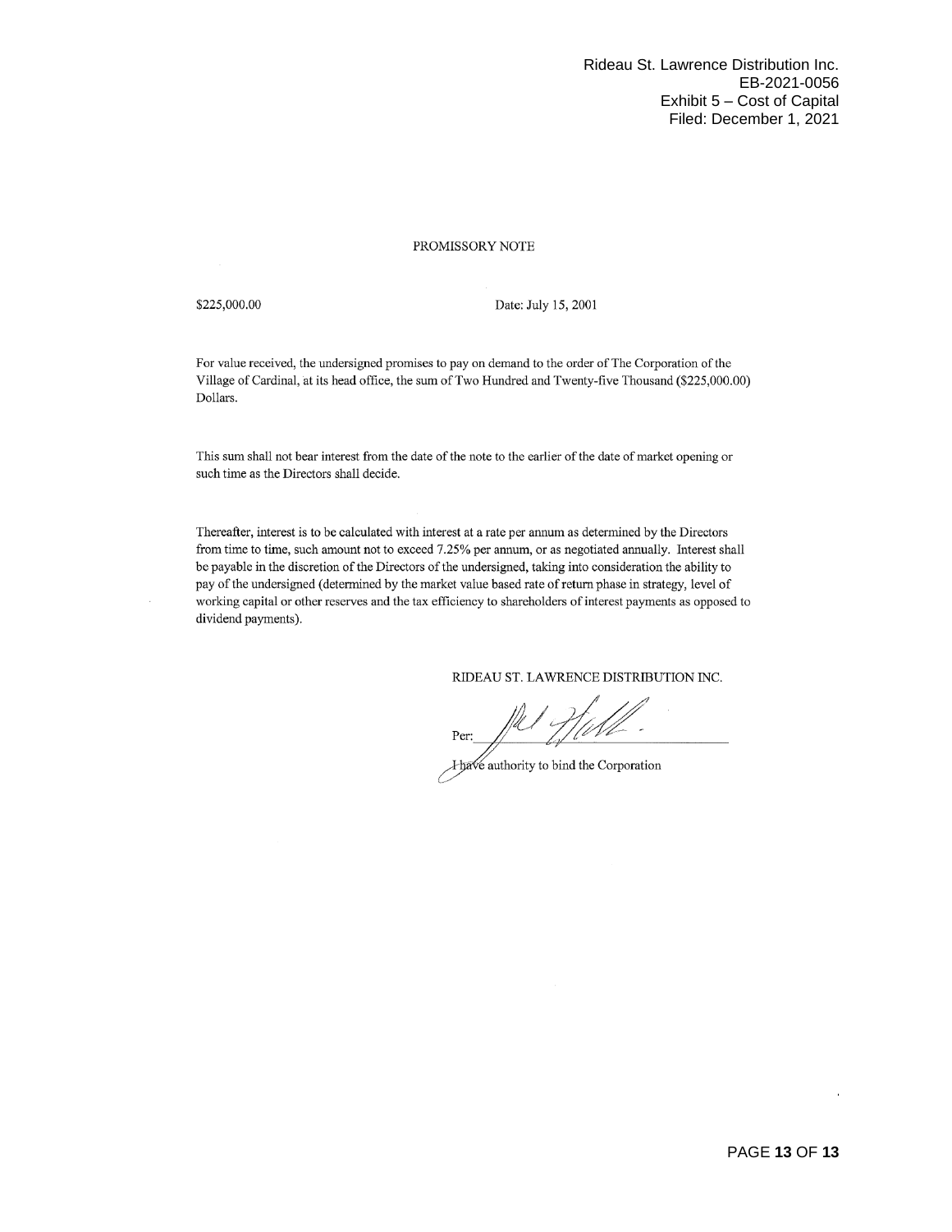# PROMISSORY NOTE

$225,000.00 Date: July 15, 2001

For value received, the undersigned promises to pay on demand to the order of The Corporation of the Village of Cardinal, at its head office, the sum of Two Hundred and Twenty-five Thousand ($225,000.00) Dollars.

This sum shall not bear interest from the date of the note to the earlier of the date of market opening or such time as the Directors shall decide.

Thereafter, interest is to be calculated with interest at a rate per annum as determined by the Directors from time to time, such amount not to exceed 7.25% per annum, or as negotiated annually. Interest shall be payable in the discretion of the Directors of the undersigned, taking into consideration the ability to pay of the undersigned (determined by the market value based rate of return phase in strategy, level of working capital or other reserves and the tax efficiency to shareholders of interest payments as opposed to dividend payments).

RIDEAU ST. LAWRENCE DISTRIBUTION INC.

Per: ______________________

I have authority to bind the Corporation